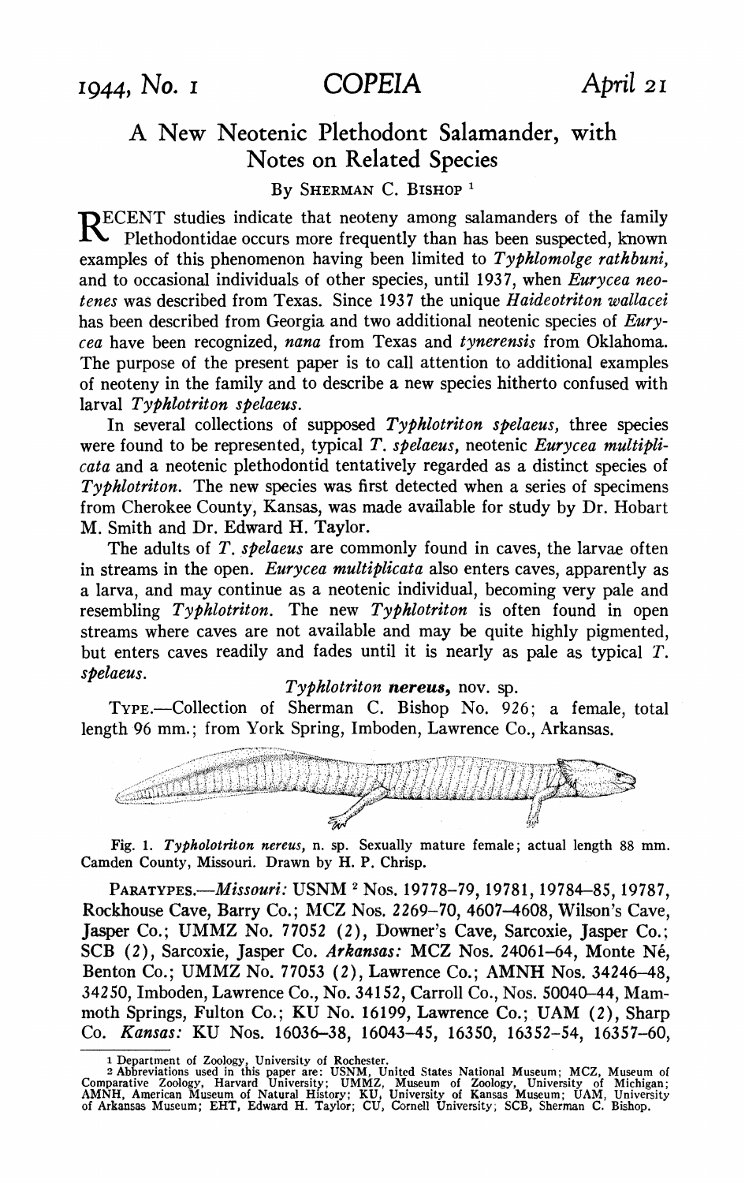# A New Neotenic Plethodont Salamander, with Notes on Related Species

By SHERMAN C. BISHOP [1]

RECENT studies indicate that neoteny among salamanders of the family Plethodontidae occurs more frequently than has been suspected, known examples of this phenomenon having been limited to *Typhlomolge rathbuni*, and to occasional individuals of other species, until 1937, when *Eurycea neotenes* was described from Texas. Since 1937 the unique *Haideotriton wallacei* has been described from Georgia and two additional neotenic species of *Eurycea* have been recognized, *nana* from Texas and *tynerensis* from Oklahoma. The purpose of the present paper is to call attention to additional examples of neoteny in the family and to describe a new species hitherto confused with larval *Typhlotriton spelaeus*.

In several collections of supposed *Typhlotriton spelaeus*, three species were found to be represented, typical *T. spelaeus*, neotenic *Eurycea multiplicata* and a neotenic plethodontid tentatively regarded as a distinct species of *Typhlotriton*. The new species was first detected when a series of specimens from Cherokee County, Kansas, was made available for study by Dr. Hobart M. Smith and Dr. Edward H. Taylor.

The adults of *T. spelaeus* are commonly found in caves, the larvae often in streams in the open. *Eurycea multiplicata* also enters caves, apparently as a larva, and may continue as a neotenic individual, becoming very pale and resembling *Typhlotriton*. The new *Typhlotriton* is often found in open streams where caves are not available and may be quite highly pigmented, but enters caves readily and fades until it is nearly as pale as typical *T. spelaeus*.

## *Typhlotriton* **nereus**, nov. sp.

TYPE.—Collection of Sherman C. Bishop No. 926; a female, total length 96 mm.; from York Spring, Imboden, Lawrence Co., Arkansas.

Fig. 1. *Typholotriton nereus*, n. sp. Sexually mature female; actual length 88 mm. Camden County, Missouri. Drawn by H. P. Chrisp.

PARATYPES.—*Missouri:* USNM [2] Nos. 19778–79, 19781, 19784–85, 19787, Rockhouse Cave, Barry Co.; MCZ Nos. 2269–70, 4607–4608, Wilson's Cave, Jasper Co.; UMMZ No. 77052 (2), Downer's Cave, Sarcoxie, Jasper Co.; SCB (2), Sarcoxie, Jasper Co. *Arkansas:* MCZ Nos. 24061–64, Monte Né, Benton Co.; UMMZ No. 77053 (2), Lawrence Co.; AMNH Nos. 34246–48, 34250, Imboden, Lawrence Co., No. 34152, Carroll Co., Nos. 50040–44, Mammoth Springs, Fulton Co.; KU No. 16199, Lawrence Co.; UAM (2), Sharp Co. *Kansas:* KU Nos. 16036–38, 16043–45, 16350, 16352–54, 16357–60,

[1] Department of Zoology, University of Rochester.

[2] Abbreviations used in this paper are: USNM, United States National Museum; MCZ, Museum of Comparative Zoology, Harvard University; UMMZ, Museum of Zoology, University of Michigan; AMNH, American Museum of Natural History; KU, University of Kansas Museum; UAM, University of Arkansas Museum; EHT, Edward H. Taylor; CU, Cornell University; SCB, Sherman C. Bishop.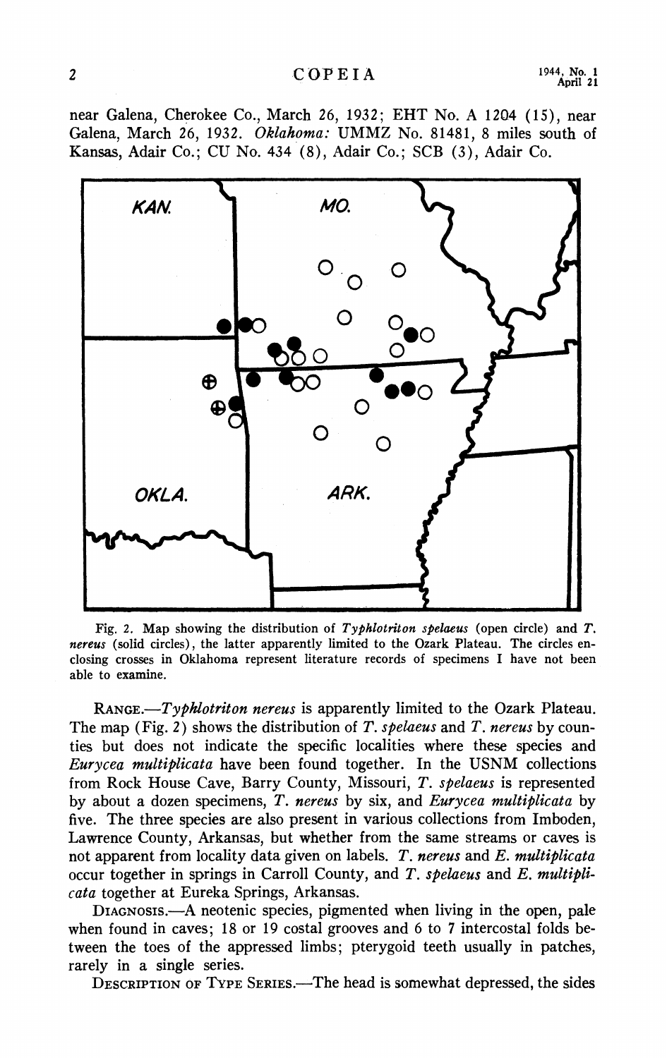near Galena, Cherokee Co., March 26, 1932; EHT No. A 1204 (15), near Galena, March 26, 1932. *Oklahoma:* UMMZ No. 81481, 8 miles south of Kansas, Adair Co.; CU No. 434 (8), Adair Co.; SCB (3), Adair Co.

Fig. 2. Map showing the distribution of *Typhlotriton spelaeus* (open circle) and *T. nereus* (solid circles), the latter apparently limited to the Ozark Plateau. The circles enclosing crosses in Oklahoma represent literature records of specimens I have not been able to examine.

RANGE.—*Typhlotriton nereus* is apparently limited to the Ozark Plateau. The map (Fig. 2) shows the distribution of *T. spelaeus* and *T. nereus* by counties but does not indicate the specific localities where these species and *Eurycea multiplicata* have been found together. In the USNM collections from Rock House Cave, Barry County, Missouri, *T. spelaeus* is represented by about a dozen specimens, *T. nereus* by six, and *Eurycea multiplicata* by five. The three species are also present in various collections from Imboden, Lawrence County, Arkansas, but whether from the same streams or caves is not apparent from locality data given on labels. *T. nereus* and *E. multiplicata* occur together in springs in Carroll County, and *T. spelaeus* and *E. multiplicata* together at Eureka Springs, Arkansas.

DIAGNOSIS.—A neotenic species, pigmented when living in the open, pale when found in caves; 18 or 19 costal grooves and 6 to 7 intercostal folds between the toes of the appressed limbs; pterygoid teeth usually in patches, rarely in a single series.

DESCRIPTION OF TYPE SERIES.—The head is somewhat depressed, the sides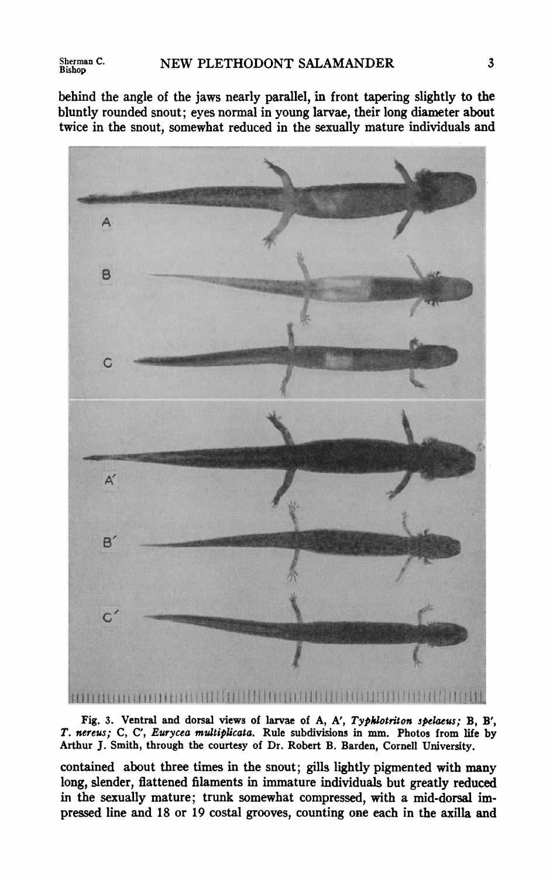behind the angle of the jaws nearly parallel, in front tapering slightly to the bluntly rounded snout; eyes normal in young larvae, their long diameter about twice in the snout, somewhat reduced in the sexually mature individuals and

Fig. 3. Ventral and dorsal views of larvae of A, A′, *Typhlotriton spelaeus;* B, B′, *T. nereus;* C, C′, *Eurycea multiplicata.* Rule subdivisions in mm. Photos from life by Arthur J. Smith, through the courtesy of Dr. Robert B. Barden, Cornell University.

contained about three times in the snout; gills lightly pigmented with many long, slender, flattened filaments in immature individuals but greatly reduced in the sexually mature; trunk somewhat compressed, with a mid-dorsal impressed line and 18 or 19 costal grooves, counting one each in the axilla and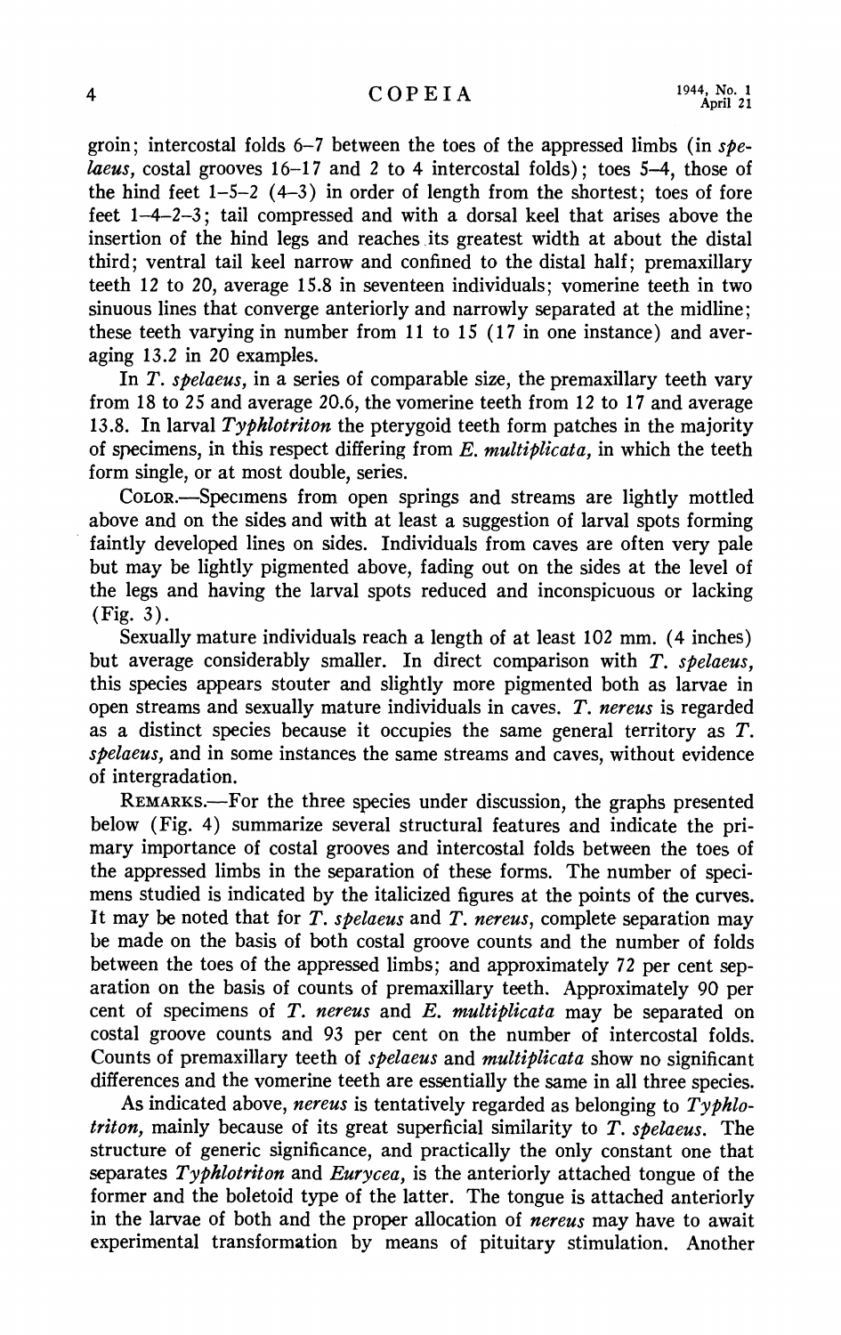groin; intercostal folds 6–7 between the toes of the appressed limbs (in *spelaeus,* costal grooves 16–17 and 2 to 4 intercostal folds); toes 5–4, those of the hind feet 1–5–2 (4–3) in order of length from the shortest; toes of fore feet 1–4–2–3; tail compressed and with a dorsal keel that arises above the insertion of the hind legs and reaches its greatest width at about the distal third; ventral tail keel narrow and confined to the distal half; premaxillary teeth 12 to 20, average 15.8 in seventeen individuals; vomerine teeth in two sinuous lines that converge anteriorly and narrowly separated at the midline; these teeth varying in number from 11 to 15 (17 in one instance) and averaging 13.2 in 20 examples.

In *T. spelaeus,* in a series of comparable size, the premaxillary teeth vary from 18 to 25 and average 20.6, the vomerine teeth from 12 to 17 and average 13.8. In larval *Typhlotriton* the pterygoid teeth form patches in the majority of specimens, in this respect differing from *E. multiplicata,* in which the teeth form single, or at most double, series.

COLOR.—Specimens from open springs and streams are lightly mottled above and on the sides and with at least a suggestion of larval spots forming faintly developed lines on sides. Individuals from caves are often very pale but may be lightly pigmented above, fading out on the sides at the level of the legs and having the larval spots reduced and inconspicuous or lacking (Fig. 3).

Sexually mature individuals reach a length of at least 102 mm. (4 inches) but average considerably smaller. In direct comparison with *T. spelaeus,* this species appears stouter and slightly more pigmented both as larvae in open streams and sexually mature individuals in caves. *T. nereus* is regarded as a distinct species because it occupies the same general territory as *T. spelaeus,* and in some instances the same streams and caves, without evidence of intergradation.

REMARKS.—For the three species under discussion, the graphs presented below (Fig. 4) summarize several structural features and indicate the primary importance of costal grooves and intercostal folds between the toes of the appressed limbs in the separation of these forms. The number of specimens studied is indicated by the italicized figures at the points of the curves. It may be noted that for *T. spelaeus* and *T. nereus,* complete separation may be made on the basis of both costal groove counts and the number of folds between the toes of the appressed limbs; and approximately 72 per cent separation on the basis of counts of premaxillary teeth. Approximately 90 per cent of specimens of *T. nereus* and *E. multiplicata* may be separated on costal groove counts and 93 per cent on the number of intercostal folds. Counts of premaxillary teeth of *spelaeus* and *multiplicata* show no significant differences and the vomerine teeth are essentially the same in all three species.

As indicated above, *nereus* is tentatively regarded as belonging to *Typhlotriton,* mainly because of its great superficial similarity to *T. spelaeus.* The structure of generic significance, and practically the only constant one that separates *Typhlotriton* and *Eurycea,* is the anteriorly attached tongue of the former and the boletoid type of the latter. The tongue is attached anteriorly in the larvae of both and the proper allocation of *nereus* may have to await experimental transformation by means of pituitary stimulation. Another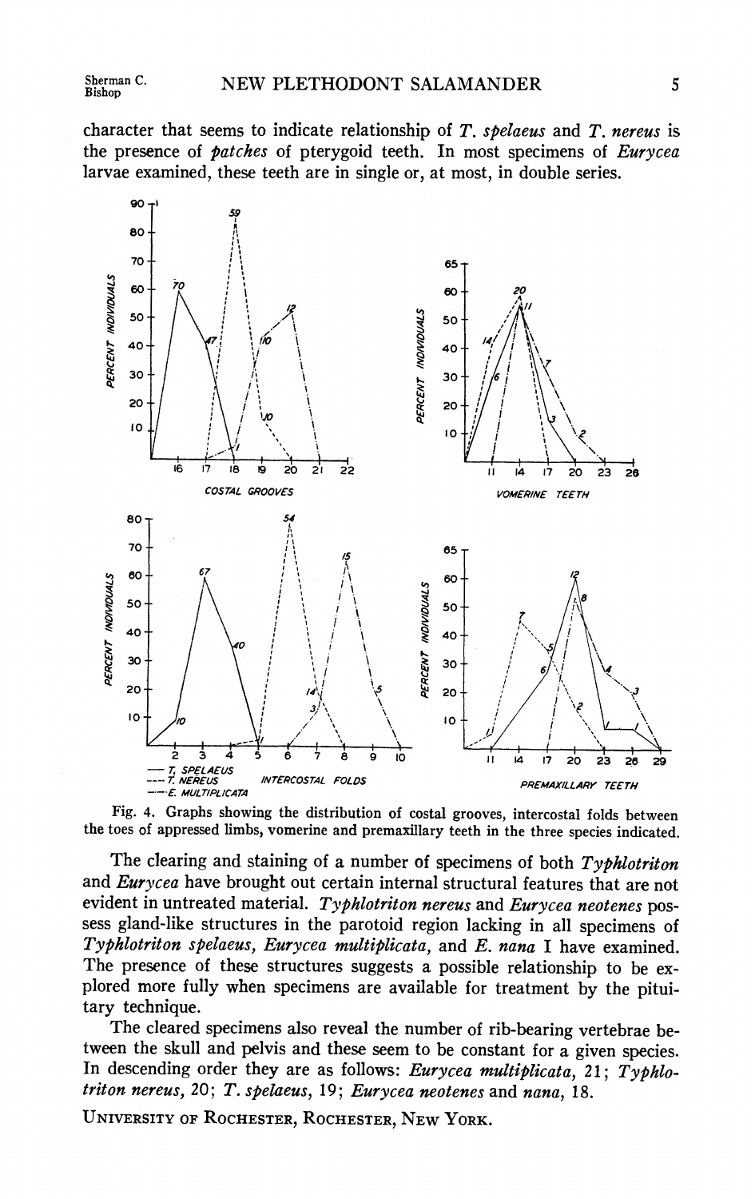character that seems to indicate relationship of *T. spelaeus* and *T. nereus* is the presence of *patches* of pterygoid teeth. In most specimens of *Eurycea* larvae examined, these teeth are in single or, at most, in double series.

PERCENT INDIVIDUALS

90
80
70
60
50
40
30
20
10

59
70
12
47
10
10
1

16 17 18 19 20 21 22

COSTAL GROOVES

PERCENT INDIVIDUALS

65
60
50
40
30
20
10

20
11
14
6
7
3
2

11 14 17 20 23 26

VOMERINE TEETH

PERCENT INDIVIDUALS

80
70
60
50
40
30
20
10

54
15
67
40
14
5
3
10

2 3 4 5 6 7 8 9 10

INTERCOSTAL FOLDS

— T. SPELAEUS
--- T. NEREUS
—·— E. MULTIPLICATA

PERCENT INDIVIDUALS

65
60
50
40
30
20
10

12
8
7
5
6
4
3
2
1

11 14 17 20 23 26 29

PREMAXILLARY TEETH

Fig. 4. Graphs showing the distribution of costal grooves, intercostal folds between the toes of appressed limbs, vomerine and premaxillary teeth in the three species indicated.

The clearing and staining of a number of specimens of both *Typhlotriton* and *Eurycea* have brought out certain internal structural features that are not evident in untreated material. *Typhlotriton nereus* and *Eurycea neotenes* possess gland-like structures in the parotoid region lacking in all specimens of *Typhlotriton spelaeus*, *Eurycea multiplicata*, and *E. nana* I have examined. The presence of these structures suggests a possible relationship to be explored more fully when specimens are available for treatment by the pituitary technique.

The cleared specimens also reveal the number of rib-bearing vertebrae between the skull and pelvis and these seem to be constant for a given species. In descending order they are as follows: *Eurycea multiplicata*, 21; *Typhlotriton nereus*, 20; *T. spelaeus*, 19; *Eurycea neotenes* and *nana*, 18.

UNIVERSITY OF ROCHESTER, ROCHESTER, NEW YORK.